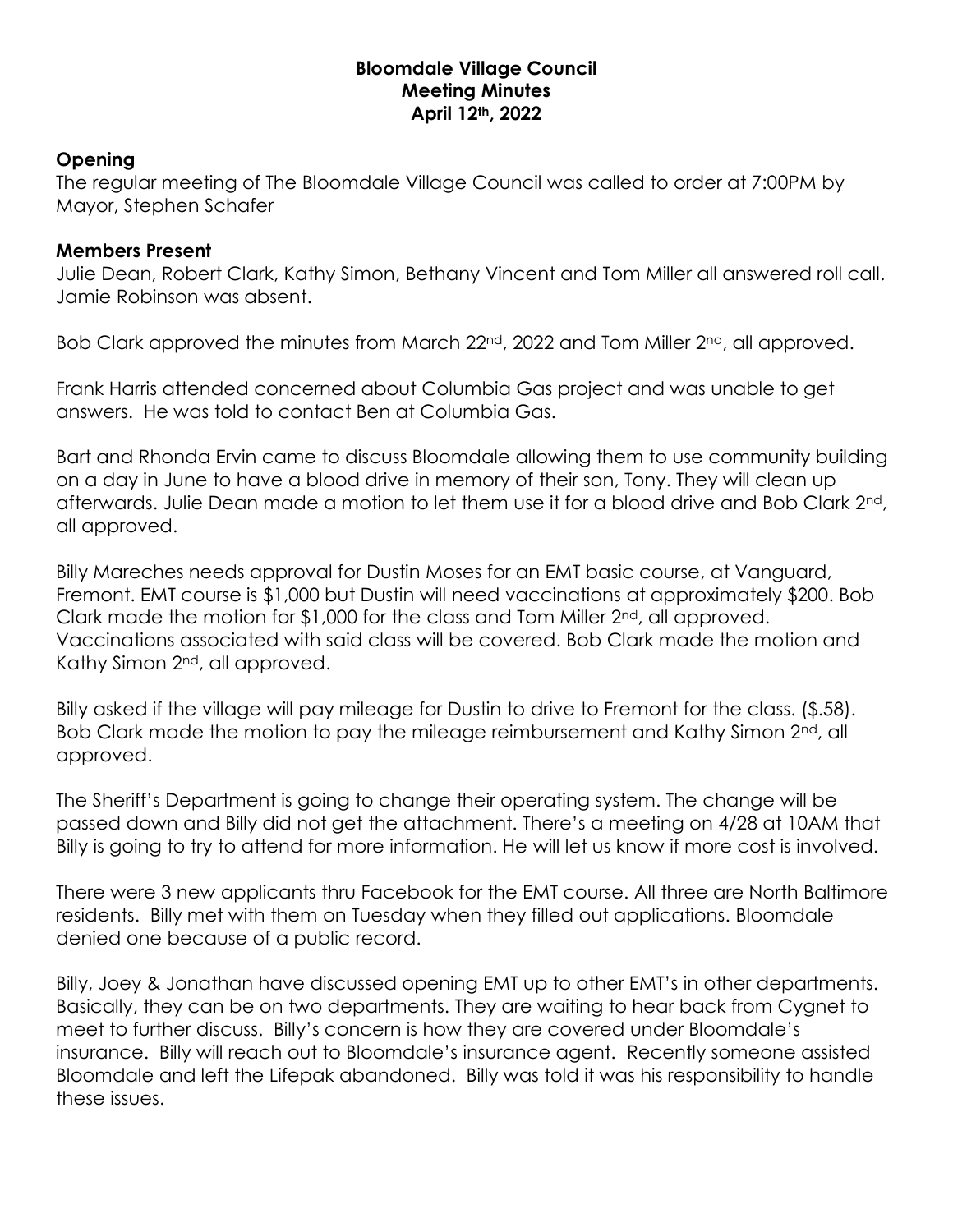**Bloomdale Village Council**
**Meeting Minutes**
**April 12th, 2022**

## Opening

The regular meeting of The Bloomdale Village Council was called to order at 7:00PM by Mayor, Stephen Schafer

## Members Present

Julie Dean, Robert Clark, Kathy Simon, Bethany Vincent and Tom Miller all answered roll call. Jamie Robinson was absent.

Bob Clark approved the minutes from March 22nd, 2022 and Tom Miller 2nd, all approved.

Frank Harris attended concerned about Columbia Gas project and was unable to get answers. He was told to contact Ben at Columbia Gas.

Bart and Rhonda Ervin came to discuss Bloomdale allowing them to use community building on a day in June to have a blood drive in memory of their son, Tony. They will clean up afterwards. Julie Dean made a motion to let them use it for a blood drive and Bob Clark 2nd, all approved.

Billy Mareches needs approval for Dustin Moses for an EMT basic course, at Vanguard, Fremont. EMT course is $1,000 but Dustin will need vaccinations at approximately $200. Bob Clark made the motion for $1,000 for the class and Tom Miller 2nd, all approved. Vaccinations associated with said class will be covered. Bob Clark made the motion and Kathy Simon 2nd, all approved.

Billy asked if the village will pay mileage for Dustin to drive to Fremont for the class. ($.58). Bob Clark made the motion to pay the mileage reimbursement and Kathy Simon 2nd, all approved.

The Sheriff's Department is going to change their operating system. The change will be passed down and Billy did not get the attachment. There's a meeting on 4/28 at 10AM that Billy is going to try to attend for more information. He will let us know if more cost is involved.

There were 3 new applicants thru Facebook for the EMT course. All three are North Baltimore residents. Billy met with them on Tuesday when they filled out applications. Bloomdale denied one because of a public record.

Billy, Joey & Jonathan have discussed opening EMT up to other EMT's in other departments. Basically, they can be on two departments. They are waiting to hear back from Cygnet to meet to further discuss. Billy's concern is how they are covered under Bloomdale's insurance. Billy will reach out to Bloomdale's insurance agent. Recently someone assisted Bloomdale and left the Lifepak abandoned. Billy was told it was his responsibility to handle these issues.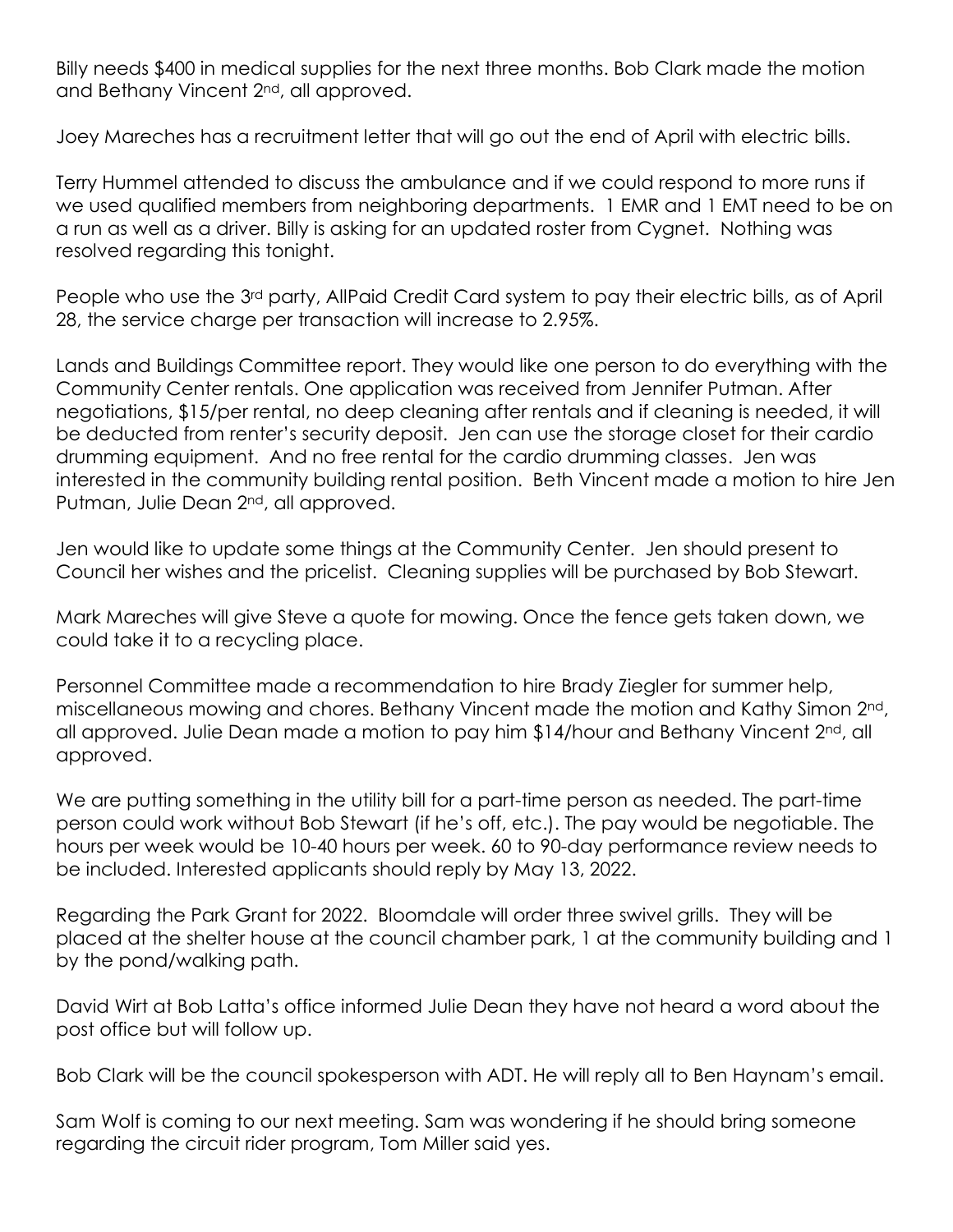Billy needs $400 in medical supplies for the next three months. Bob Clark made the motion and Bethany Vincent 2nd, all approved.

Joey Mareches has a recruitment letter that will go out the end of April with electric bills.

Terry Hummel attended to discuss the ambulance and if we could respond to more runs if we used qualified members from neighboring departments. 1 EMR and 1 EMT need to be on a run as well as a driver. Billy is asking for an updated roster from Cygnet. Nothing was resolved regarding this tonight.

People who use the 3rd party, AllPaid Credit Card system to pay their electric bills, as of April 28, the service charge per transaction will increase to 2.95%.

Lands and Buildings Committee report. They would like one person to do everything with the Community Center rentals. One application was received from Jennifer Putman. After negotiations, $15/per rental, no deep cleaning after rentals and if cleaning is needed, it will be deducted from renter's security deposit. Jen can use the storage closet for their cardio drumming equipment. And no free rental for the cardio drumming classes. Jen was interested in the community building rental position. Beth Vincent made a motion to hire Jen Putman, Julie Dean 2nd, all approved.

Jen would like to update some things at the Community Center. Jen should present to Council her wishes and the pricelist. Cleaning supplies will be purchased by Bob Stewart.

Mark Mareches will give Steve a quote for mowing. Once the fence gets taken down, we could take it to a recycling place.

Personnel Committee made a recommendation to hire Brady Ziegler for summer help, miscellaneous mowing and chores. Bethany Vincent made the motion and Kathy Simon 2nd, all approved. Julie Dean made a motion to pay him $14/hour and Bethany Vincent 2nd, all approved.

We are putting something in the utility bill for a part-time person as needed. The part-time person could work without Bob Stewart (if he's off, etc.). The pay would be negotiable. The hours per week would be 10-40 hours per week. 60 to 90-day performance review needs to be included. Interested applicants should reply by May 13, 2022.

Regarding the Park Grant for 2022. Bloomdale will order three swivel grills. They will be placed at the shelter house at the council chamber park, 1 at the community building and 1 by the pond/walking path.

David Wirt at Bob Latta's office informed Julie Dean they have not heard a word about the post office but will follow up.

Bob Clark will be the council spokesperson with ADT. He will reply all to Ben Haynam's email.

Sam Wolf is coming to our next meeting. Sam was wondering if he should bring someone regarding the circuit rider program, Tom Miller said yes.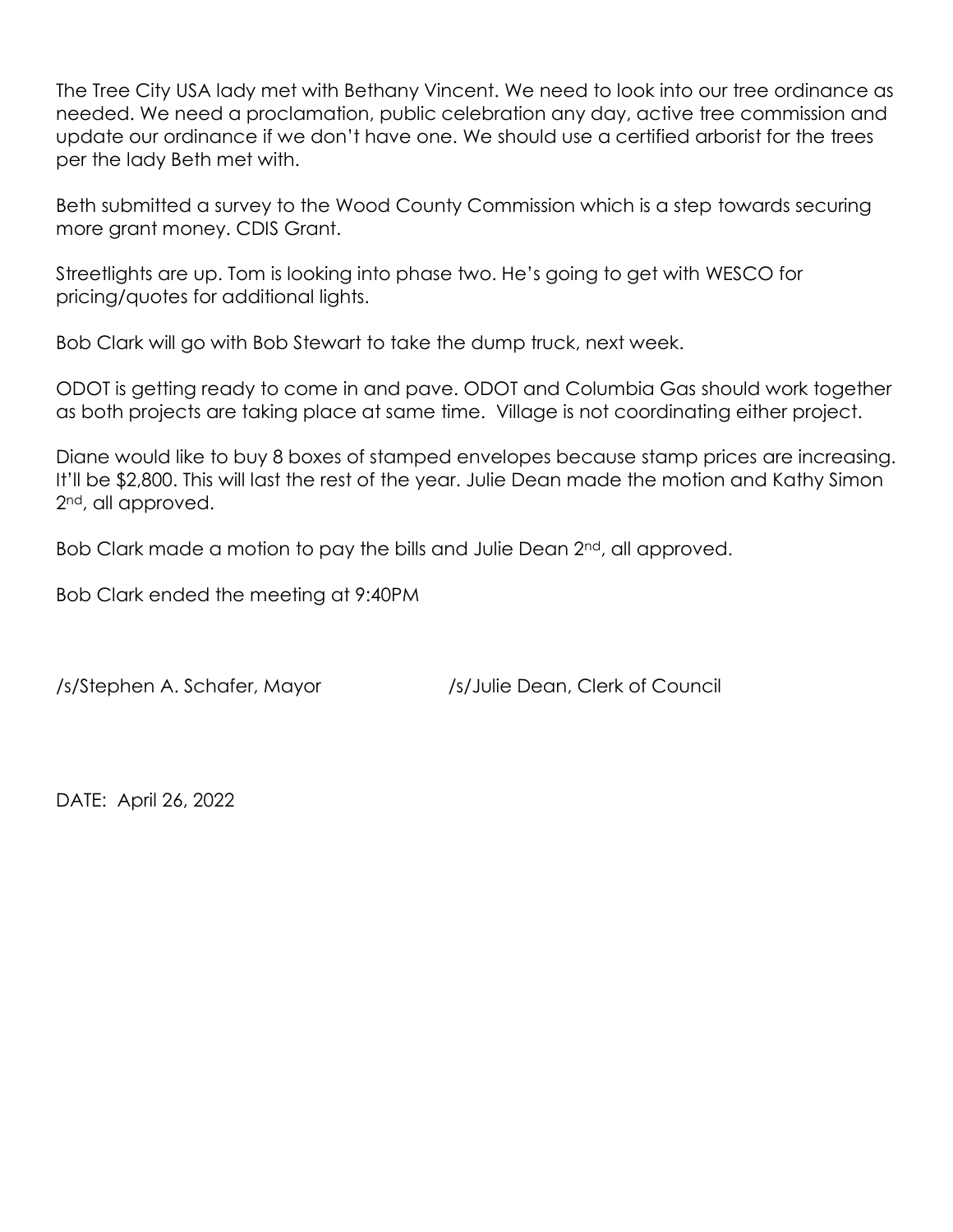The Tree City USA lady met with Bethany Vincent. We need to look into our tree ordinance as needed. We need a proclamation, public celebration any day, active tree commission and update our ordinance if we don't have one. We should use a certified arborist for the trees per the lady Beth met with.

Beth submitted a survey to the Wood County Commission which is a step towards securing more grant money. CDIS Grant.

Streetlights are up. Tom is looking into phase two. He's going to get with WESCO for pricing/quotes for additional lights.

Bob Clark will go with Bob Stewart to take the dump truck, next week.

ODOT is getting ready to come in and pave. ODOT and Columbia Gas should work together as both projects are taking place at same time. Village is not coordinating either project.

Diane would like to buy 8 boxes of stamped envelopes because stamp prices are increasing. It'll be $2,800. This will last the rest of the year. Julie Dean made the motion and Kathy Simon 2nd, all approved.

Bob Clark made a motion to pay the bills and Julie Dean 2nd, all approved.

Bob Clark ended the meeting at 9:40PM

/s/Stephen A. Schafer, Mayor /s/Julie Dean, Clerk of Council

DATE: April 26, 2022